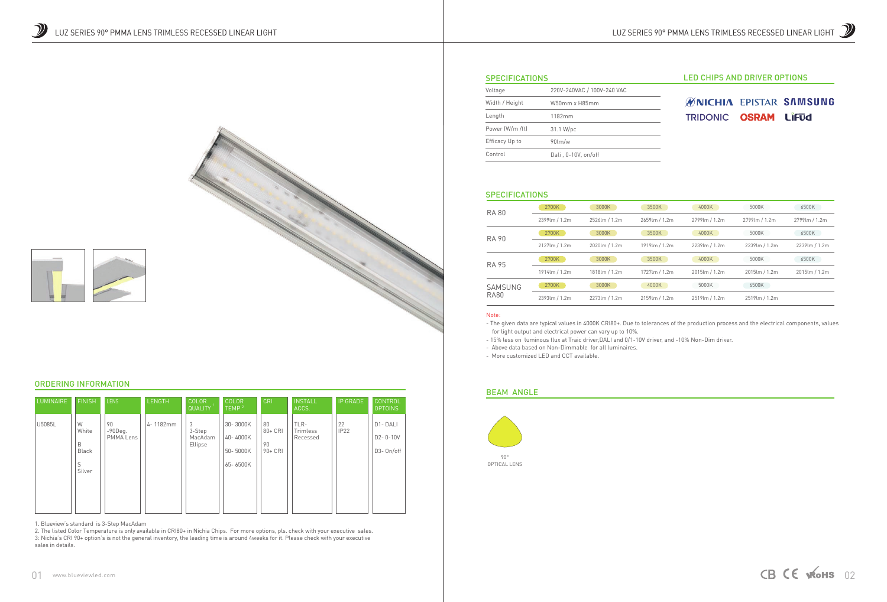# LUZ SERIES 90° PMMA LENS TRIMLESS RECESSED LINEAR LIGHT

## ORDERING INFORMATION

| LUMINAIRE | FINISH | LENS | LENGTH | COLOR QUALITY [1] | COLOR TEMP [2] | CRI | INSTALL ACCS. | IP GRADE | CONTROL OPTOINS |
|---|---|---|---|---|---|---|---|---|---|
| U5085L | W White<br>B Black<br>S Silver | 90 -90Deg. PMMA Lens | 4- 1182mm | 3 3-Step MacAdam Ellipse | 30- 3000K<br>40- 4000K<br>50- 5000K<br>65- 6500K | 80 80+ CRI<br>90 90+ CRI | TLR- Trimless Recessed | 22 IP22 | D1- DALI<br>D2- 0-10V<br>D3- On/off |

1. Blueview's standard is 3-Step MacAdam
2. The listed Color Temperature is only available in CRI80+ in Nichia Chips. For more options, pls. check with your executive sales.
3: Nichia's CRI 90+ option's is not the general inventory, the leading time is around 4weeks for it. Please check with your executive sales in details.

www.blueviewled.com

## SPECIFICATIONS

| | |
|---|---|
| Voltage | 220V-240VAC / 100V-240 VAC |
| Width / Height | W50mm x H85mm |
| Length | 1182mm |
| Power (W/m /ft) | 31.1 W/pc |
| Efficacy Up to | 90lm/w |
| Control | Dali , 0-10V, on/off |

## LED CHIPS AND DRIVER OPTIONS

NICHIA EPISTAR SAMSUNG TRIDONIC OSRAM LiFud

## SPECIFICATIONS

| | | | | | | |
|---|---|---|---|---|---|---|
| RA 80 | 2700K | 3000K | 3500K | 4000K | 5000K | 6500K |
| | 2399lm / 1.2m | 2526lm / 1.2m | 2659lm / 1.2m | 2799lm / 1.2m | 2799lm / 1.2m | 2799lm / 1.2m |
| RA 90 | 2700K | 3000K | 3500K | 4000K | 5000K | 6500K |
| | 2127lm / 1.2m | 2020lm / 1.2m | 1919lm / 1.2m | 2239lm / 1.2m | 2239lm / 1.2m | 2239lm / 1.2m |
| RA 95 | 2700K | 3000K | 3500K | 4000K | 5000K | 6500K |
| | 1914lm / 1.2m | 1818lm / 1.2m | 1727lm / 1.2m | 2015lm / 1.2m | 2015lm / 1.2m | 2015lm / 1.2m |
| SAMSUNG RA80 | 2700K | 3000K | 4000K | 5000K | 6500K | |
| | 2393lm / 1.2m | 2273lm / 1.2m | 2159lm / 1.2m | 2519lm / 1.2m | 2519lm / 1.2m | |

Note:

- The given data are typical values in 4000K CRI80+. Due to tolerances of the production process and the electrical components, values for light output and electrical power can vary up to 10%.
- 15% less on luminous flux at Traic driver,DALI and 0/1-10V driver, and -10% Non-Dim driver.
- Above data based on Non-Dimmable for all luminaires.
- More customized LED and CCT available.

## BEAM ANGLE

90°
OPTICAL LENS

CB CE RoHS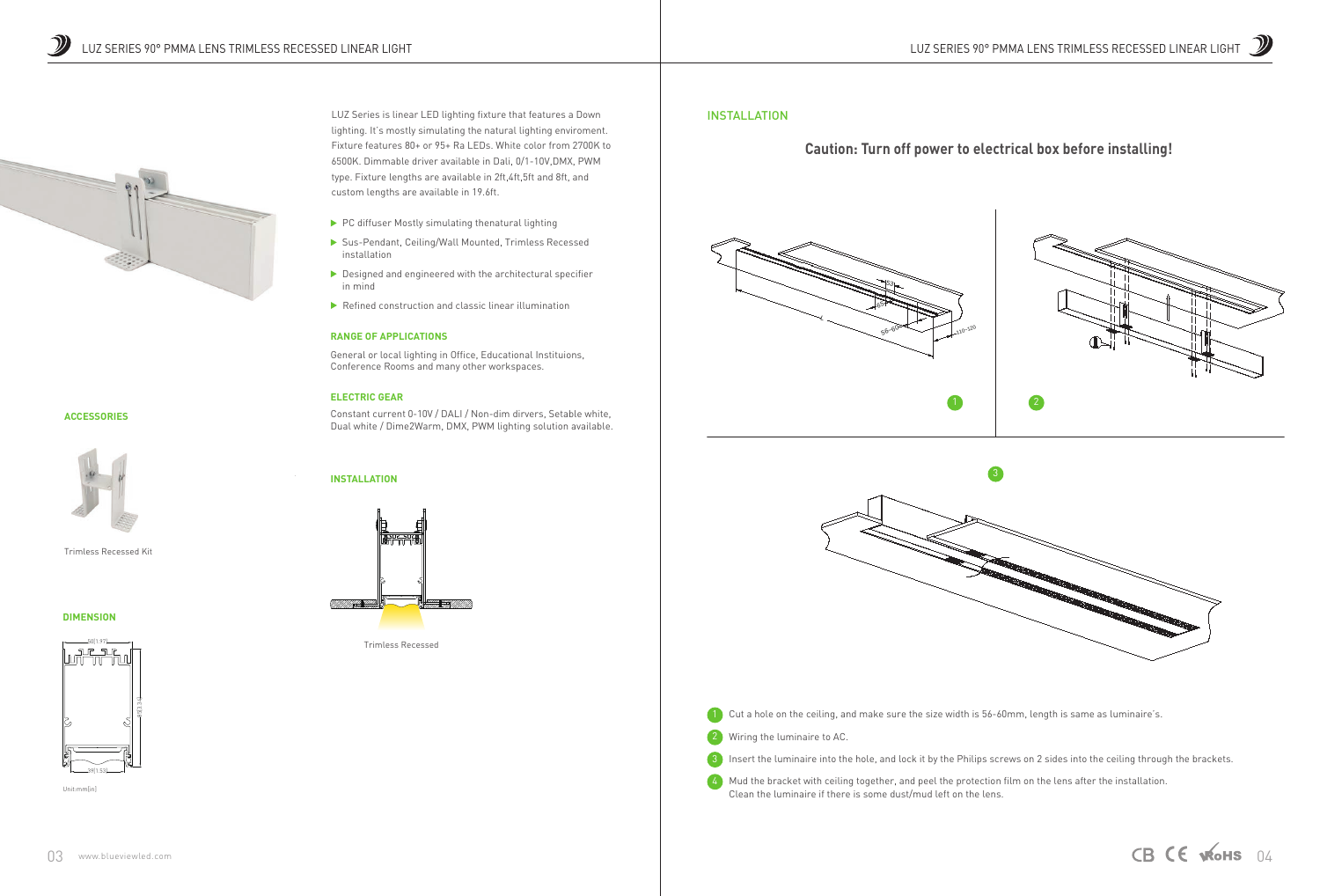LUZ Series is linear LED lighting fixture that features a Down lighting. It's mostly simulating the natural lighting enviroment. Fixture features 80+ or 95+ Ra LEDs. White color from 2700K to 6500K. Dimmable driver available in Dali, 0/1-10V,DMX, PWM type. Fixture lengths are available in 2ft,4ft,5ft and 8ft, and custom lengths are available in 19.6ft.

- PC diffuser Mostly simulating thenatural lighting
- Sus-Pendant, Ceiling/Wall Mounted, Trimless Recessed installation
- Designed and engineered with the architectural specifier in mind
- Refined construction and classic linear illumination

**RANGE OF APPLICATIONS**

General or local lighting in Office, Educational Instituions, Conference Rooms and many other workspaces.

**ELECTRIC GEAR**

Constant current 0-10V / DALI / Non-dim dirvers, Setable white, Dual white / Dime2Warm, DMX, PWM lighting solution available.

**ACCESSORIES**

Trimless Recessed Kit

**INSTALLATION**

Trimless Recessed

**DIMENSION**

50(1.97)

39(1.53)

Unit:mm(in)

## INSTALLATION

**Caution: Turn off power to electrical box before installing!**

56~60

110~120

1. Cut a hole on the ceiling, and make sure the size width is 56-60mm, length is same as luminaire's.
2. Wiring the luminaire to AC.
3. Insert the luminaire into the hole, and lock it by the Philips screws on 2 sides into the ceiling through the brackets.
4. Mud the bracket with ceiling together, and peel the protection film on the lens after the installation. Clean the luminaire if there is some dust/mud left on the lens.

CB CE RoHS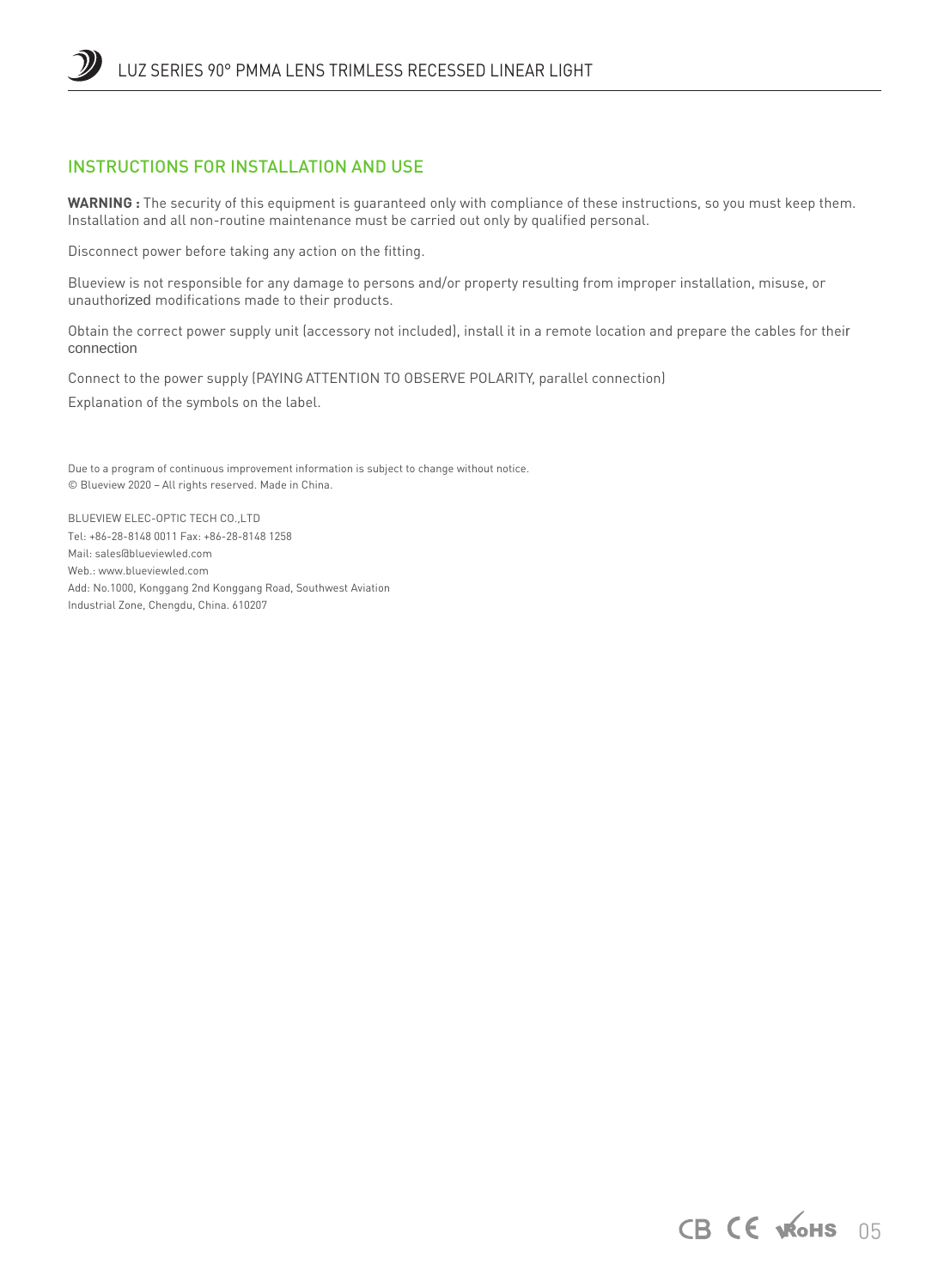## INSTRUCTIONS FOR INSTALLATION AND USE

**WARNING :** The security of this equipment is guaranteed only with compliance of these instructions, so you must keep them. Installation and all non-routine maintenance must be carried out only by qualified personal.

Disconnect power before taking any action on the fitting.

Blueview is not responsible for any damage to persons and/or property resulting from improper installation, misuse, or unauthorized modifications made to their products.

Obtain the correct power supply unit (accessory not included), install it in a remote location and prepare the cables for their connection

Connect to the power supply (PAYING ATTENTION TO OBSERVE POLARITY, parallel connection)

Explanation of the symbols on the label.

Due to a program of continuous improvement information is subject to change without notice.
© Blueview 2020 – All rights reserved. Made in China.

BLUEVIEW ELEC-OPTIC TECH CO.,LTD
Tel: +86-28-8148 0011 Fax: +86-28-8148 1258
Mail: sales@blueviewled.com
Web.: www.blueviewled.com
Add: No.1000, Konggang 2nd Konggang Road, Southwest Aviation
Industrial Zone, Chengdu, China. 610207

CB CE RoHS